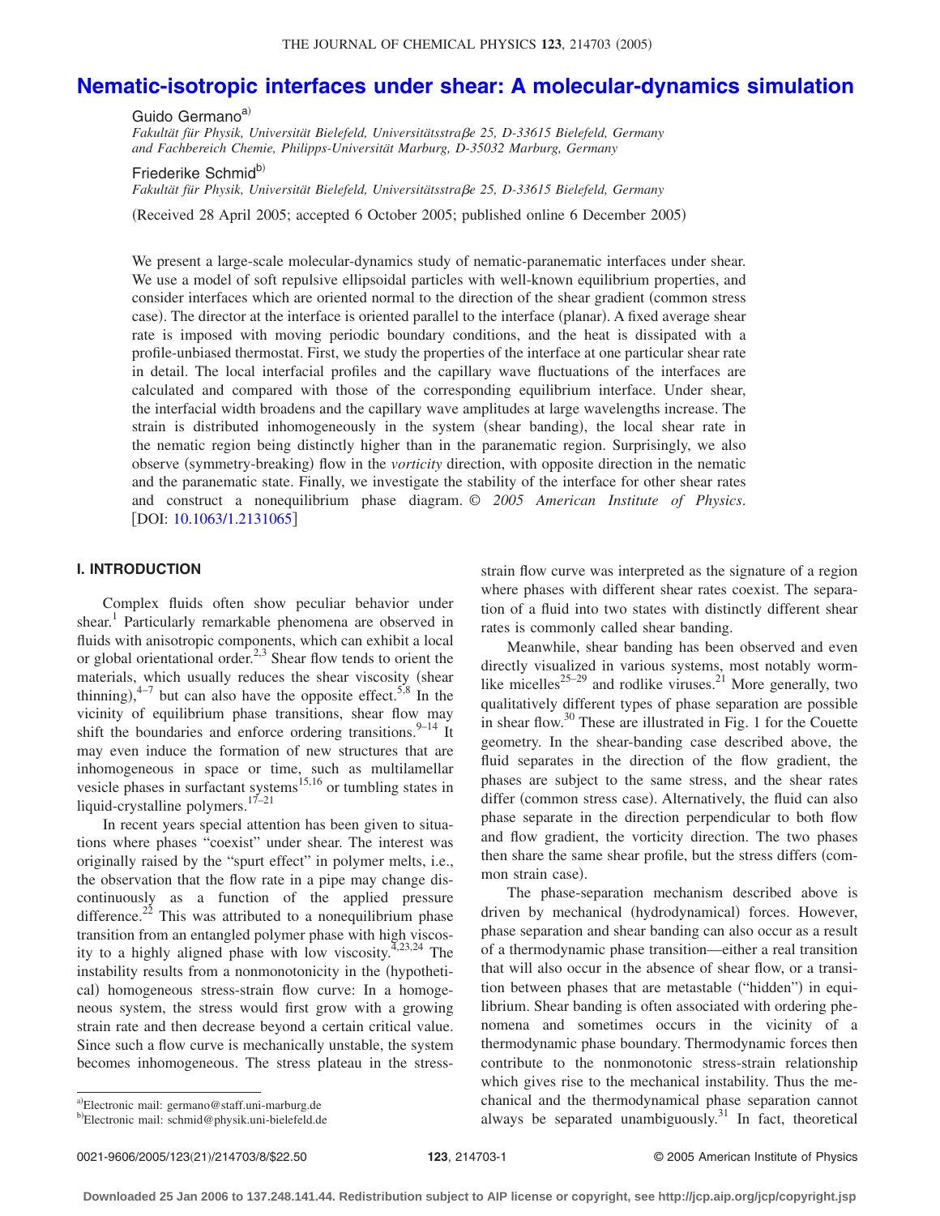# Nematic-isotropic interfaces under shear: A molecular-dynamics simulation

Guido Germano[a)]

*Fakultät für Physik, Universität Bielefeld, Universitätsstraβe 25, D-33615 Bielefeld, Germany and Fachbereich Chemie, Philipps-Universität Marburg, D-35032 Marburg, Germany*

Friederike Schmid[b)]

*Fakultät für Physik, Universität Bielefeld, Universitätsstraβe 25, D-33615 Bielefeld, Germany*

(Received 28 April 2005; accepted 6 October 2005; published online 6 December 2005)

We present a large-scale molecular-dynamics study of nematic-paranematic interfaces under shear. We use a model of soft repulsive ellipsoidal particles with well-known equilibrium properties, and consider interfaces which are oriented normal to the direction of the shear gradient (common stress case). The director at the interface is oriented parallel to the interface (planar). A fixed average shear rate is imposed with moving periodic boundary conditions, and the heat is dissipated with a profile-unbiased thermostat. First, we study the properties of the interface at one particular shear rate in detail. The local interfacial profiles and the capillary wave fluctuations of the interfaces are calculated and compared with those of the corresponding equilibrium interface. Under shear, the interfacial width broadens and the capillary wave amplitudes at large wavelengths increase. The strain is distributed inhomogeneously in the system (shear banding), the local shear rate in the nematic region being distinctly higher than in the paranematic region. Surprisingly, we also observe (symmetry-breaking) flow in the *vorticity* direction, with opposite direction in the nematic and the paranematic state. Finally, we investigate the stability of the interface for other shear rates and construct a nonequilibrium phase diagram. © *2005 American Institute of Physics*. [DOI: 10.1063/1.2131065]

## I. INTRODUCTION

Complex fluids often show peculiar behavior under shear.[1] Particularly remarkable phenomena are observed in fluids with anisotropic components, which can exhibit a local or global orientational order.[2,3] Shear flow tends to orient the materials, which usually reduces the shear viscosity (shear thinning),[4–7] but can also have the opposite effect.[5,8] In the vicinity of equilibrium phase transitions, shear flow may shift the boundaries and enforce ordering transitions.[9–14] It may even induce the formation of new structures that are inhomogeneous in space or time, such as multilamellar vesicle phases in surfactant systems[15,16] or tumbling states in liquid-crystalline polymers.[17–21]

In recent years special attention has been given to situations where phases "coexist" under shear. The interest was originally raised by the "spurt effect" in polymer melts, i.e., the observation that the flow rate in a pipe may change discontinuously as a function of the applied pressure difference.[22] This was attributed to a nonequilibrium phase transition from an entangled polymer phase with high viscosity to a highly aligned phase with low viscosity.[4,23,24] The instability results from a nonmonotonicity in the (hypothetical) homogeneous stress-strain flow curve: In a homogeneous system, the stress would first grow with a growing strain rate and then decrease beyond a certain critical value. Since such a flow curve is mechanically unstable, the system becomes inhomogeneous. The stress plateau in the stress-strain flow curve was interpreted as the signature of a region where phases with different shear rates coexist. The separation of a fluid into two states with distinctly different shear rates is commonly called shear banding.

Meanwhile, shear banding has been observed and even directly visualized in various systems, most notably wormlike micelles[25–29] and rodlike viruses.[21] More generally, two qualitatively different types of phase separation are possible in shear flow.[30] These are illustrated in Fig. 1 for the Couette geometry. In the shear-banding case described above, the fluid separates in the direction of the flow gradient, the phases are subject to the same stress, and the shear rates differ (common stress case). Alternatively, the fluid can also phase separate in the direction perpendicular to both flow and flow gradient, the vorticity direction. The two phases then share the same shear profile, but the stress differs (common strain case).

The phase-separation mechanism described above is driven by mechanical (hydrodynamical) forces. However, phase separation and shear banding can also occur as a result of a thermodynamic phase transition—either a real transition that will also occur in the absence of shear flow, or a transition between phases that are metastable ("hidden") in equilibrium. Shear banding is often associated with ordering phenomena and sometimes occurs in the vicinity of a thermodynamic phase boundary. Thermodynamic forces then contribute to the nonmonotonic stress-strain relationship which gives rise to the mechanical instability. Thus the mechanical and the thermodynamical phase separation cannot always be separated unambiguously.[31] In fact, theoretical

a)Electronic mail: germano@staff.uni-marburg.de

b)Electronic mail: schmid@physik.uni-bielefeld.de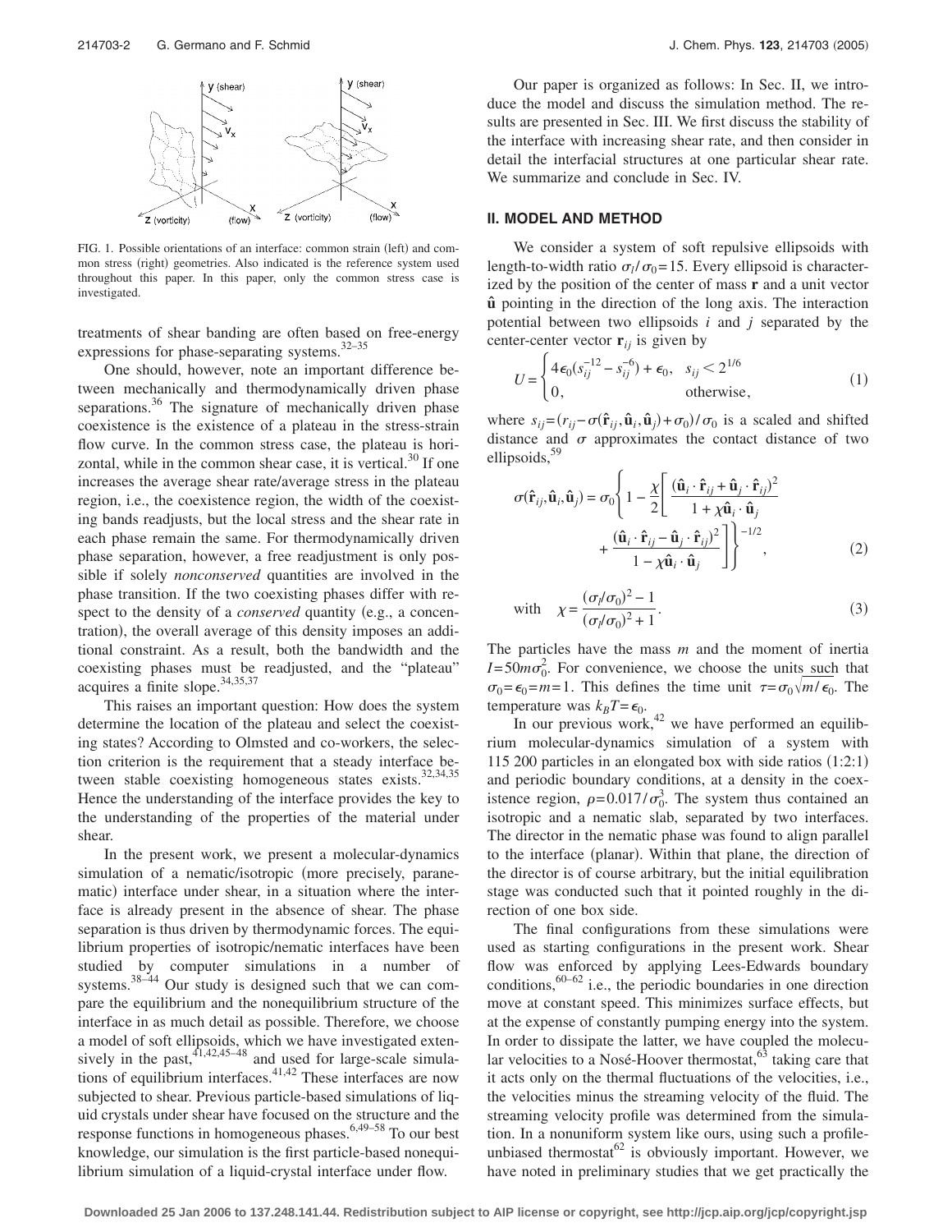FIG. 1. Possible orientations of an interface: common strain (left) and common stress (right) geometries. Also indicated is the reference system used throughout this paper. In this paper, only the common stress case is investigated.

treatments of shear banding are often based on free-energy expressions for phase-separating systems.[32–35]

One should, however, note an important difference between mechanically and thermodynamically driven phase separations.[36] The signature of mechanically driven phase coexistence is the existence of a plateau in the stress-strain flow curve. In the common stress case, the plateau is horizontal, while in the common shear case, it is vertical.[30] If one increases the average shear rate/average stress in the plateau region, i.e., the coexistence region, the width of the coexisting bands readjusts, but the local stress and the shear rate in each phase remain the same. For thermodynamically driven phase separation, however, a free readjustment is only possible if solely *nonconserved* quantities are involved in the phase transition. If the two coexisting phases differ with respect to the density of a *conserved* quantity (e.g., a concentration), the overall average of this density imposes an additional constraint. As a result, both the bandwidth and the coexisting phases must be readjusted, and the "plateau" acquires a finite slope.[34,35,37]

This raises an important question: How does the system determine the location of the plateau and select the coexisting states? According to Olmsted and co-workers, the selection criterion is the requirement that a steady interface between stable coexisting homogeneous states exists.[32,34,35] Hence the understanding of the interface provides the key to the understanding of the properties of the material under shear.

In the present work, we present a molecular-dynamics simulation of a nematic/isotropic (more precisely, paranematic) interface under shear, in a situation where the interface is already present in the absence of shear. The phase separation is thus driven by thermodynamic forces. The equilibrium properties of isotropic/nematic interfaces have been studied by computer simulations in a number of systems.[38–44] Our study is designed such that we can compare the equilibrium and the nonequilibrium structure of the interface in as much detail as possible. Therefore, we choose a model of soft ellipsoids, which we have investigated extensively in the past,[41,42,45–48] and used for large-scale simulations of equilibrium interfaces.[41,42] These interfaces are now subjected to shear. Previous particle-based simulations of liquid crystals under shear have focused on the structure and the response functions in homogeneous phases.[6,49–58] To our best knowledge, our simulation is the first particle-based nonequilibrium simulation of a liquid-crystal interface under flow.

Our paper is organized as follows: In Sec. II, we introduce the model and discuss the simulation method. The results are presented in Sec. III. We first discuss the stability of the interface with increasing shear rate, and then consider in detail the interfacial structures at one particular shear rate. We summarize and conclude in Sec. IV.

## II. MODEL AND METHOD

We consider a system of soft repulsive ellipsoids with length-to-width ratio $\sigma_l/\sigma_0=15$. Every ellipsoid is characterized by the position of the center of mass $\mathbf{r}$ and a unit vector $\hat{\mathbf{u}}$ pointing in the direction of the long axis. The interaction potential between two ellipsoids $i$ and $j$ separated by the center-center vector $\mathbf{r}_{ij}$ is given by

$$U=\begin{cases}4\epsilon_0(s_{ij}^{-12}-s_{ij}^{-6})+\epsilon_0, & s_{ij}<2^{1/6}\\ 0, & \text{otherwise},\end{cases} \tag{1}$$

where $s_{ij}=(r_{ij}-\sigma(\hat{\mathbf{r}}_{ij},\hat{\mathbf{u}}_i,\hat{\mathbf{u}}_j)+\sigma_0)/\sigma_0$ is a scaled and shifted distance and $\sigma$ approximates the contact distance of two ellipsoids,[59]

$$\sigma(\hat{\mathbf{r}}_{ij},\hat{\mathbf{u}}_i,\hat{\mathbf{u}}_j)=\sigma_0\left\{1-\frac{\chi}{2}\left[\frac{(\hat{\mathbf{u}}_i\cdot\hat{\mathbf{r}}_{ij}+\hat{\mathbf{u}}_j\cdot\hat{\mathbf{r}}_{ij})^2}{1+\chi\hat{\mathbf{u}}_i\cdot\hat{\mathbf{u}}_j}+\frac{(\hat{\mathbf{u}}_i\cdot\hat{\mathbf{r}}_{ij}-\hat{\mathbf{u}}_j\cdot\hat{\mathbf{r}}_{ij})^2}{1-\chi\hat{\mathbf{u}}_i\cdot\hat{\mathbf{u}}_j}\right]\right\}^{-1/2}, \tag{2}$$

$$\text{with}\quad \chi=\frac{(\sigma_l/\sigma_0)^2-1}{(\sigma_l/\sigma_0)^2+1}. \tag{3}$$

The particles have the mass $m$ and the moment of inertia $I=50m\sigma_0^2$. For convenience, we choose the units such that $\sigma_0=\epsilon_0=m=1$. This defines the time unit $\tau=\sigma_0\sqrt{m/\epsilon_0}$. The temperature was $k_BT=\epsilon_0$.

In our previous work,[42] we have performed an equilibrium molecular-dynamics simulation of a system with 115 200 particles in an elongated box with side ratios (1:2:1) and periodic boundary conditions, at a density in the coexistence region, $\rho=0.017/\sigma_0^3$. The system thus contained an isotropic and a nematic slab, separated by two interfaces. The director in the nematic phase was found to align parallel to the interface (planar). Within that plane, the direction of the director is of course arbitrary, but the initial equilibration stage was conducted such that it pointed roughly in the direction of one box side.

The final configurations from these simulations were used as starting configurations in the present work. Shear flow was enforced by applying Lees-Edwards boundary conditions,[60–62] i.e., the periodic boundaries in one direction move at constant speed. This minimizes surface effects, but at the expense of constantly pumping energy into the system. In order to dissipate the latter, we have coupled the molecular velocities to a Nosé-Hoover thermostat,[63] taking care that it acts only on the thermal fluctuations of the velocities, i.e., the velocities minus the streaming velocity of the fluid. The streaming velocity profile was determined from the simulation. In a nonuniform system like ours, using such a profile-unbiased thermostat[62] is obviously important. However, we have noted in preliminary studies that we get practically the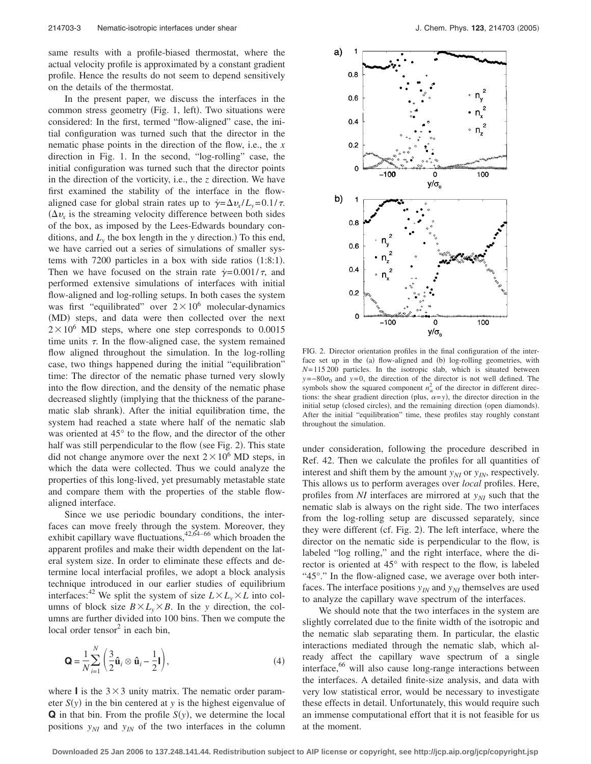same results with a profile-biased thermostat, where the actual velocity profile is approximated by a constant gradient profile. Hence the results do not seem to depend sensitively on the details of the thermostat.

In the present paper, we discuss the interfaces in the common stress geometry (Fig. 1, left). Two situations were considered: In the first, termed "flow-aligned" case, the initial configuration was turned such that the director in the nematic phase points in the direction of the flow, i.e., the $x$ direction in Fig. 1. In the second, "log-rolling" case, the initial configuration was turned such that the director points in the direction of the vorticity, i.e., the $z$ direction. We have first examined the stability of the interface in the flow-aligned case for global strain rates up to $\dot{\gamma}=\Delta v_x/L_y=0.1/\tau$. ($\Delta v_x$ is the streaming velocity difference between both sides of the box, as imposed by the Lees-Edwards boundary conditions, and $L_y$ the box length in the $y$ direction.) To this end, we have carried out a series of simulations of smaller systems with 7200 particles in a box with side ratios (1:8:1). Then we have focused on the strain rate $\dot{\gamma}=0.001/\tau$, and performed extensive simulations of interfaces with initial flow-aligned and log-rolling setups. In both cases the system was first "equilibrated" over $2\times 10^6$ molecular-dynamics (MD) steps, and data were then collected over the next $2\times 10^6$ MD steps, where one step corresponds to 0.0015 time units $\tau$. In the flow-aligned case, the system remained flow aligned throughout the simulation. In the log-rolling case, two things happened during the initial "equilibration" time: The director of the nematic phase turned very slowly into the flow direction, and the density of the nematic phase decreased slightly (implying that the thickness of the paranematic slab shrank). After the initial equilibration time, the system had reached a state where half of the nematic slab was oriented at 45° to the flow, and the director of the other half was still perpendicular to the flow (see Fig. 2). This state did not change anymore over the next $2\times 10^6$ MD steps, in which the data were collected. Thus we could analyze the properties of this long-lived, yet presumably metastable state and compare them with the properties of the stable flow-aligned interface.

Since we use periodic boundary conditions, the interfaces can move freely through the system. Moreover, they exhibit capillary wave fluctuations,[42,64–66] which broaden the apparent profiles and make their width dependent on the lateral system size. In order to eliminate these effects and determine local interfacial profiles, we adopt a block analysis technique introduced in our earlier studies of equilibrium interfaces:[42] We split the system of size $L\times L_y\times L$ into columns of block size $B\times L_y\times B$. In the $y$ direction, the columns are further divided into 100 bins. Then we compute the local order tensor[2] in each bin,

$$\mathbf{Q}=\frac{1}{N}\sum_{i=1}^{N}\left(\frac{3}{2}\hat{\mathbf{u}}_i\otimes\hat{\mathbf{u}}_i-\frac{1}{2}\mathbf{I}\right), \tag{4}$$

where $\mathbf{I}$ is the $3\times 3$ unity matrix. The nematic order parameter $S(y)$ in the bin centered at $y$ is the highest eigenvalue of $\mathbf{Q}$ in that bin. From the profile $S(y)$, we determine the local positions $y_{NI}$ and $y_{IN}$ of the two interfaces in the column under consideration, following the procedure described in Ref. 42. Then we calculate the profiles for all quantities of interest and shift them by the amount $y_{NI}$ or $y_{IN}$, respectively. This allows us to perform averages over *local* profiles. Here, profiles from $NI$ interfaces are mirrored at $y_{NI}$ such that the nematic slab is always on the right side. The two interfaces from the log-rolling setup are discussed separately, since they were different (cf. Fig. 2). The left interface, where the director on the nematic side is perpendicular to the flow, is labeled "log rolling," and the right interface, where the director is oriented at 45° with respect to the flow, is labeled "45°." In the flow-aligned case, we average over both interfaces. The interface positions $y_{IN}$ and $y_{NI}$ themselves are used to analyze the capillary wave spectrum of the interfaces.

We should note that the two interfaces in the system are slightly correlated due to the finite width of the isotropic and the nematic slab separating them. In particular, the elastic interactions mediated through the nematic slab, which already affect the capillary wave spectrum of a single interface,[66] will also cause long-range interactions between the interfaces. A detailed finite-size analysis, and data with very low statistical error, would be necessary to investigate these effects in detail. Unfortunately, this would require such an immense computational effort that it is not feasible for us at the moment.

FIG. 2. Director orientation profiles in the final configuration of the interface set up in the (a) flow-aligned and (b) log-rolling geometries, with $N=115\,200$ particles. In the isotropic slab, which is situated between $y=-80\sigma_0$ and $y=0$, the direction of the director is not well defined. The symbols show the squared component $n_\alpha^2$ of the director in different directions: the shear gradient direction (plus, $\alpha=y$), the director direction in the initial setup (closed circles), and the remaining direction (open diamonds). After the initial "equilibration" time, these profiles stay roughly constant throughout the simulation.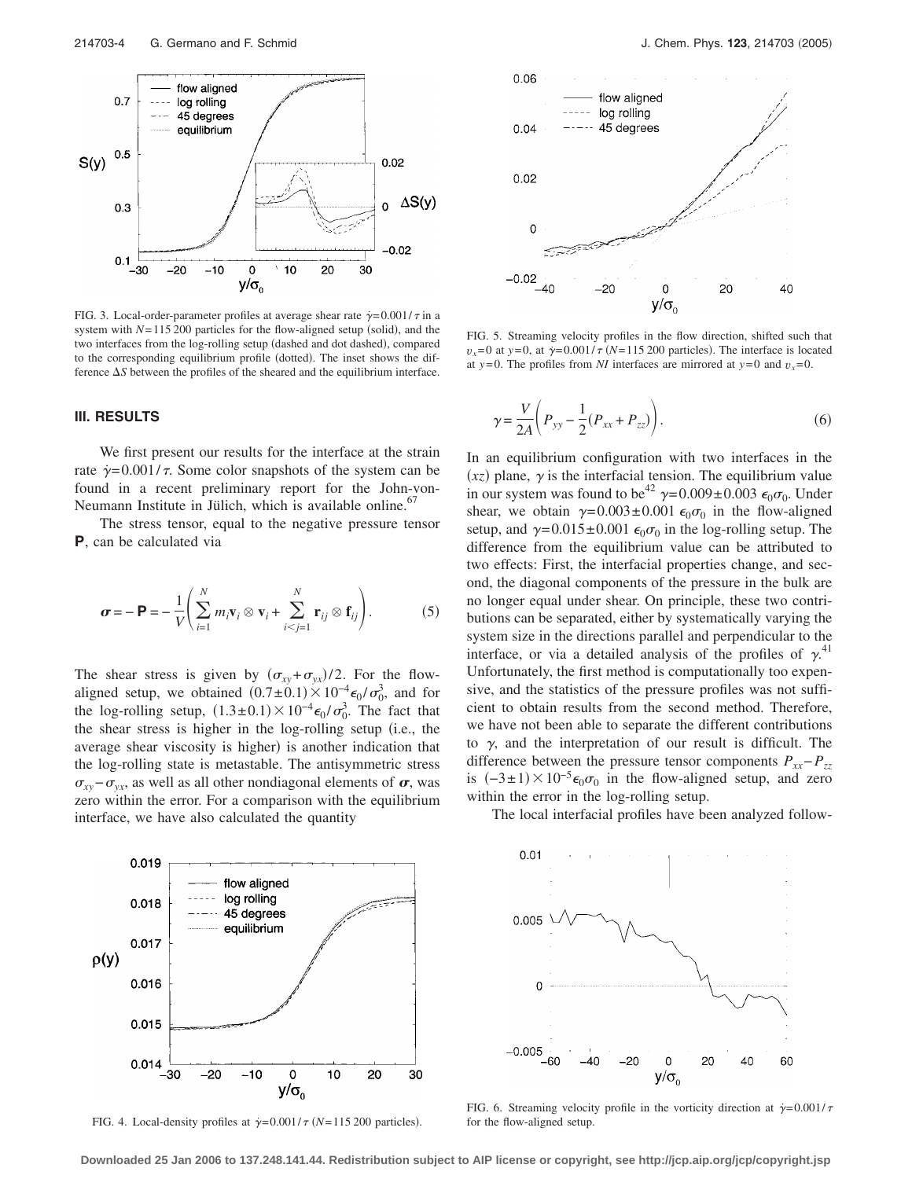FIG. 3. Local-order-parameter profiles at average shear rate $\dot{\gamma}=0.001/\tau$ in a system with $N=115\,200$ particles for the flow-aligned setup (solid), and the two interfaces from the log-rolling setup (dashed and dot dashed), compared to the corresponding equilibrium profile (dotted). The inset shows the difference $\Delta S$ between the profiles of the sheared and the equilibrium interface.

## III. RESULTS

We first present our results for the interface at the strain rate $\dot{\gamma}=0.001/\tau$. Some color snapshots of the system can be found in a recent preliminary report for the John-von-Neumann Institute in Jülich, which is available online.[67]

The stress tensor, equal to the negative pressure tensor $\mathbf{P}$, can be calculated via

$$\boldsymbol{\sigma} = -\mathbf{P} = -\frac{1}{V}\left(\sum_{i=1}^{N} m_i \mathbf{v}_i \otimes \mathbf{v}_i + \sum_{i<j=1}^{N} \mathbf{r}_{ij} \otimes \mathbf{f}_{ij}\right). \tag{5}$$

The shear stress is given by $(\sigma_{xy}+\sigma_{yx})/2$. For the flow-aligned setup, we obtained $(0.7\pm0.1)\times10^{-4}\epsilon_0/\sigma_0^3$, and for the log-rolling setup, $(1.3\pm0.1)\times10^{-4}\epsilon_0/\sigma_0^3$. The fact that the shear stress is higher in the log-rolling setup (i.e., the average shear viscosity is higher) is another indication that the log-rolling state is metastable. The antisymmetric stress $\sigma_{xy}-\sigma_{yx}$, as well as all other nondiagonal elements of $\boldsymbol{\sigma}$, was zero within the error. For a comparison with the equilibrium interface, we have also calculated the quantity

FIG. 4. Local-density profiles at $\dot{\gamma}=0.001/\tau$ ($N=115\,200$ particles).

FIG. 5. Streaming velocity profiles in the flow direction, shifted such that $v_x=0$ at $y=0$, at $\dot{\gamma}=0.001/\tau$ ($N=115\,200$ particles). The interface is located at $y=0$. The profiles from *NI* interfaces are mirrored at $y=0$ and $v_x=0$.

$$\gamma = \frac{V}{2A}\left(P_{yy} - \frac{1}{2}(P_{xx}+P_{zz})\right). \tag{6}$$

In an equilibrium configuration with two interfaces in the $(xz)$ plane, $\gamma$ is the interfacial tension. The equilibrium value in our system was found to be[42] $\gamma=0.009\pm0.003\ \epsilon_0\sigma_0$. Under shear, we obtain $\gamma=0.003\pm0.001\ \epsilon_0\sigma_0$ in the flow-aligned setup, and $\gamma=0.015\pm0.001\ \epsilon_0\sigma_0$ in the log-rolling setup. The difference from the equilibrium value can be attributed to two effects: First, the interfacial properties change, and second, the diagonal components of the pressure in the bulk are no longer equal under shear. On principle, these two contributions can be separated, either by systematically varying the system size in the directions parallel and perpendicular to the interface, or via a detailed analysis of the profiles of $\gamma$.[41] Unfortunately, the first method is computationally too expensive, and the statistics of the pressure profiles was not sufficient to obtain results from the second method. Therefore, we have not been able to separate the different contributions to $\gamma$, and the interpretation of our result is difficult. The difference between the pressure tensor components $P_{xx}-P_{zz}$ is $(-3\pm1)\times10^{-5}\epsilon_0\sigma_0$ in the flow-aligned setup, and zero within the error in the log-rolling setup.

The local interfacial profiles have been analyzed follow-

FIG. 6. Streaming velocity profile in the vorticity direction at $\dot{\gamma}=0.001/\tau$ for the flow-aligned setup.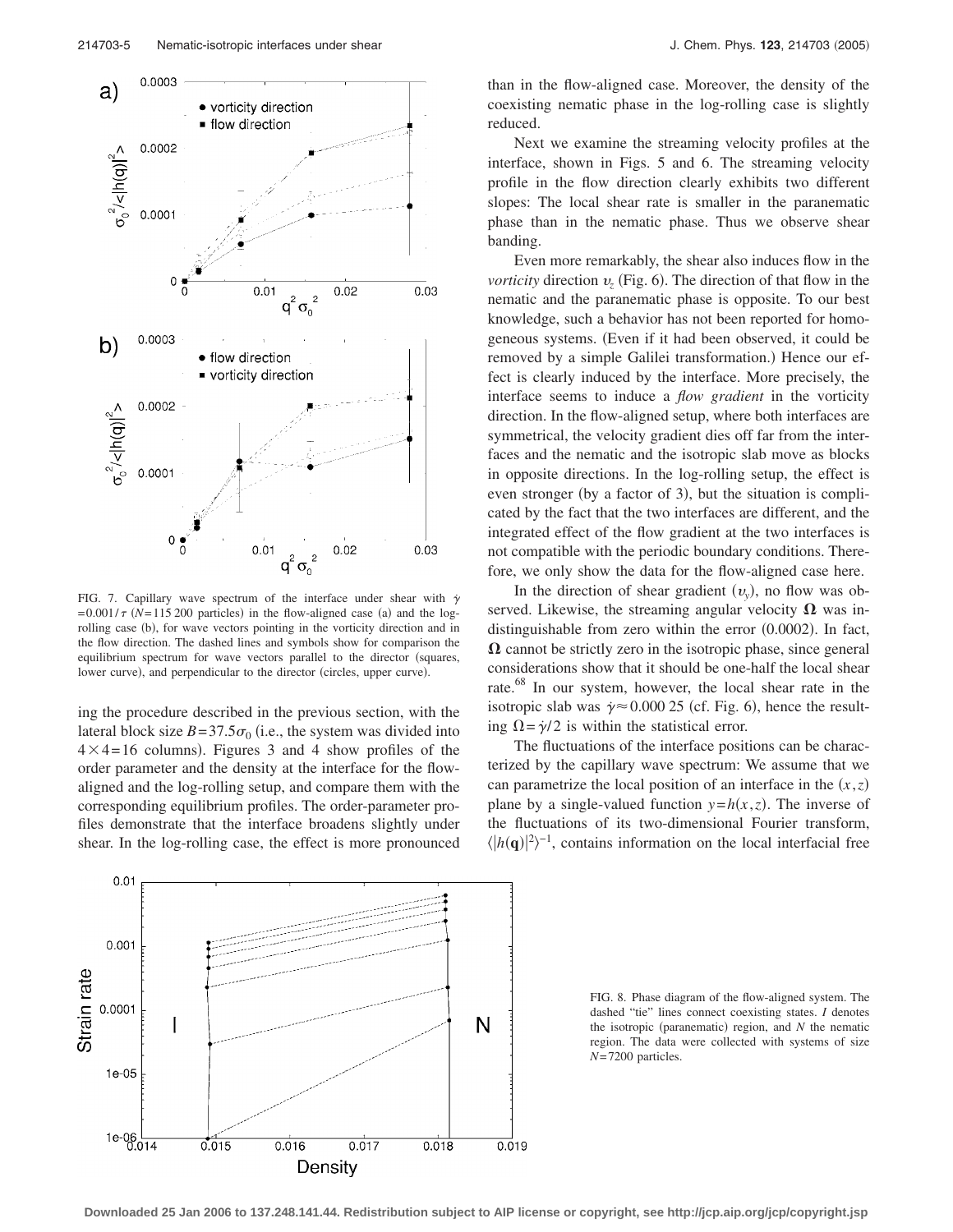FIG. 7. Capillary wave spectrum of the interface under shear with $\dot{\gamma} = 0.001/\tau$ ($N$=115 200 particles) in the flow-aligned case (a) and the log-rolling case (b), for wave vectors pointing in the vorticity direction and in the flow direction. The dashed lines and symbols show for comparison the equilibrium spectrum for wave vectors parallel to the director (squares, lower curve), and perpendicular to the director (circles, upper curve).

ing the procedure described in the previous section, with the lateral block size $B=37.5\sigma_0$ (i.e., the system was divided into $4\times4=16$ columns). Figures 3 and 4 show profiles of the order parameter and the density at the interface for the flow-aligned and the log-rolling setup, and compare them with the corresponding equilibrium profiles. The order-parameter profiles demonstrate that the interface broadens slightly under shear. In the log-rolling case, the effect is more pronounced than in the flow-aligned case. Moreover, the density of the coexisting nematic phase in the log-rolling case is slightly reduced.

Next we examine the streaming velocity profiles at the interface, shown in Figs. 5 and 6. The streaming velocity profile in the flow direction clearly exhibits two different slopes: The local shear rate is smaller in the paranematic phase than in the nematic phase. Thus we observe shear banding.

Even more remarkably, the shear also induces flow in the *vorticity* direction $v_z$ (Fig. 6). The direction of that flow in the nematic and the paranematic phase is opposite. To our best knowledge, such a behavior has not been reported for homogeneous systems. (Even if it had been observed, it could be removed by a simple Galilei transformation.) Hence our effect is clearly induced by the interface. More precisely, the interface seems to induce a *flow gradient* in the vorticity direction. In the flow-aligned setup, where both interfaces are symmetrical, the velocity gradient dies off far from the interfaces and the nematic and the isotropic slab move as blocks in opposite directions. In the log-rolling setup, the effect is even stronger (by a factor of 3), but the situation is complicated by the fact that the two interfaces are different, and the integrated effect of the flow gradient at the two interfaces is not compatible with the periodic boundary conditions. Therefore, we only show the data for the flow-aligned case here.

In the direction of shear gradient ($v_y$), no flow was observed. Likewise, the streaming angular velocity $\mathbf{\Omega}$ was indistinguishable from zero within the error (0.0002). In fact, $\mathbf{\Omega}$ cannot be strictly zero in the isotropic phase, since general considerations show that it should be one-half the local shear rate.[68] In our system, however, the local shear rate in the isotropic slab was $\dot{\gamma}\approx 0.000\,25$ (cf. Fig. 6), hence the resulting $\Omega=\dot{\gamma}/2$ is within the statistical error.

The fluctuations of the interface positions can be characterized by the capillary wave spectrum: We assume that we can parametrize the local position of an interface in the $(x,z)$ plane by a single-valued function $y=h(x,z)$. The inverse of the fluctuations of its two-dimensional Fourier transform, $\langle|h(\mathbf{q})|^2\rangle^{-1}$, contains information on the local interfacial free

FIG. 8. Phase diagram of the flow-aligned system. The dashed "tie" lines connect coexisting states. $I$ denotes the isotropic (paranematic) region, and $N$ the nematic region. The data were collected with systems of size $N$=7200 particles.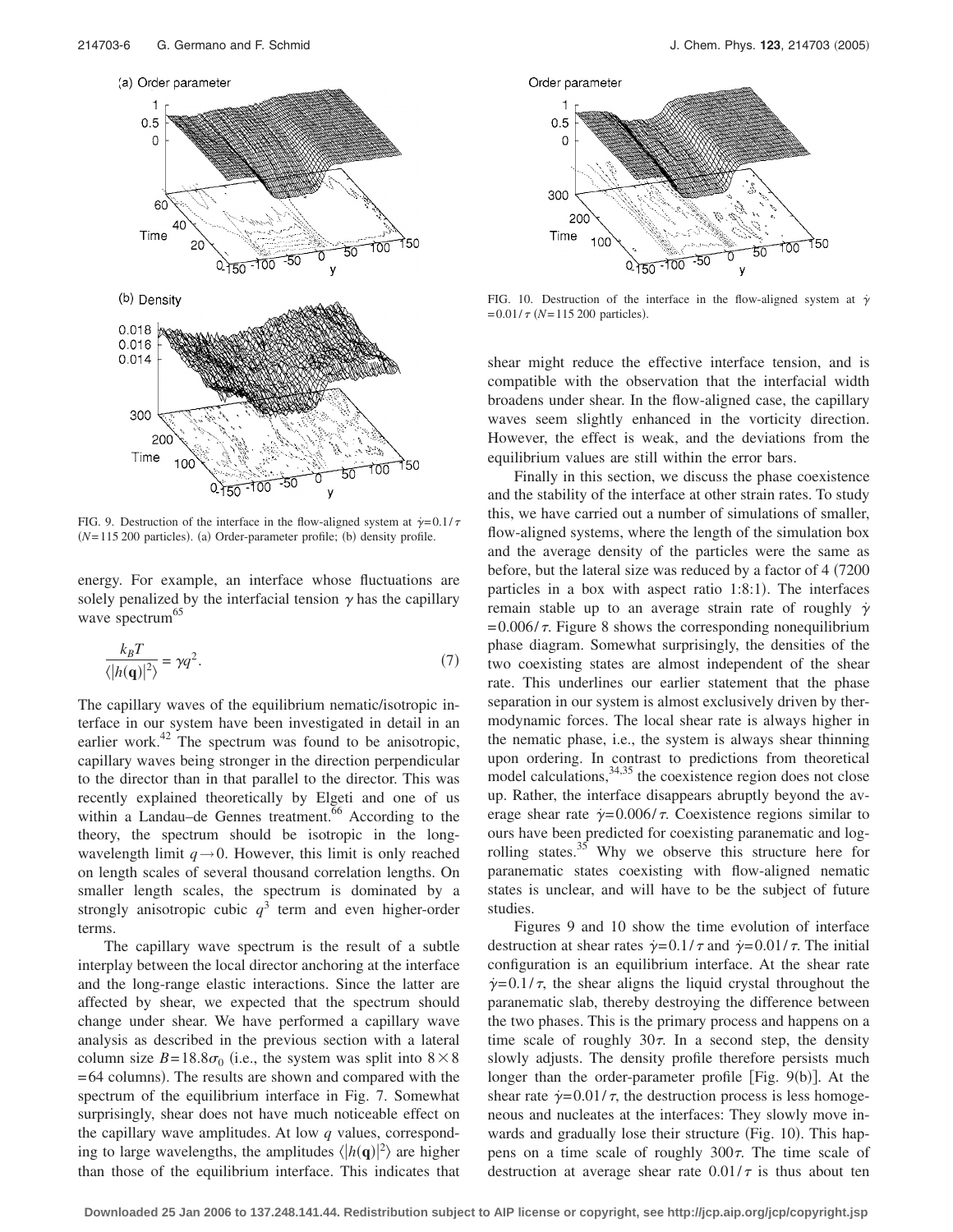FIG. 9. Destruction of the interface in the flow-aligned system at $\dot{\gamma}=0.1/\tau$ ($N=115\,200$ particles). (a) Order-parameter profile; (b) density profile.

energy. For example, an interface whose fluctuations are solely penalized by the interfacial tension $\gamma$ has the capillary wave spectrum[65]

$$\frac{k_B T}{\langle |h(\mathbf{q})|^2 \rangle} = \gamma q^2. \tag{7}$$

The capillary waves of the equilibrium nematic/isotropic interface in our system have been investigated in detail in an earlier work.[42] The spectrum was found to be anisotropic, capillary waves being stronger in the direction perpendicular to the director than in that parallel to the director. This was recently explained theoretically by Elgeti and one of us within a Landau–de Gennes treatment.[66] According to the theory, the spectrum should be isotropic in the long-wavelength limit $q \to 0$. However, this limit is only reached on length scales of several thousand correlation lengths. On smaller length scales, the spectrum is dominated by a strongly anisotropic cubic $q^3$ term and even higher-order terms.

The capillary wave spectrum is the result of a subtle interplay between the local director anchoring at the interface and the long-range elastic interactions. Since the latter are affected by shear, we expected that the spectrum should change under shear. We have performed a capillary wave analysis as described in the previous section with a lateral column size $B=18.8\sigma_0$ (i.e., the system was split into $8\times 8 = 64$ columns). The results are shown and compared with the spectrum of the equilibrium interface in Fig. 7. Somewhat surprisingly, shear does not have much noticeable effect on the capillary wave amplitudes. At low $q$ values, corresponding to large wavelengths, the amplitudes $\langle |h(\mathbf{q})|^2 \rangle$ are higher than those of the equilibrium interface. This indicates that

FIG. 10. Destruction of the interface in the flow-aligned system at $\dot{\gamma}=0.01/\tau$ ($N=115\,200$ particles).

shear might reduce the effective interface tension, and is compatible with the observation that the interfacial width broadens under shear. In the flow-aligned case, the capillary waves seem slightly enhanced in the vorticity direction. However, the effect is weak, and the deviations from the equilibrium values are still within the error bars.

Finally in this section, we discuss the phase coexistence and the stability of the interface at other strain rates. To study this, we have carried out a number of simulations of smaller, flow-aligned systems, where the length of the simulation box and the average density of the particles were the same as before, but the lateral size was reduced by a factor of 4 (7200 particles in a box with aspect ratio 1:8:1). The interfaces remain stable up to an average strain rate of roughly $\dot{\gamma}=0.006/\tau$. Figure 8 shows the corresponding nonequilibrium phase diagram. Somewhat surprisingly, the densities of the two coexisting states are almost independent of the shear rate. This underlines our earlier statement that the phase separation in our system is almost exclusively driven by thermodynamic forces. The local shear rate is always higher in the nematic phase, i.e., the system is always shear thinning upon ordering. In contrast to predictions from theoretical model calculations,[34,35] the coexistence region does not close up. Rather, the interface disappears abruptly beyond the average shear rate $\dot{\gamma}=0.006/\tau$. Coexistence regions similar to ours have been predicted for coexisting paranematic and log-rolling states.[35] Why we observe this structure here for paranematic states coexisting with flow-aligned nematic states is unclear, and will have to be the subject of future studies.

Figures 9 and 10 show the time evolution of interface destruction at shear rates $\dot{\gamma}=0.1/\tau$ and $\dot{\gamma}=0.01/\tau$. The initial configuration is an equilibrium interface. At the shear rate $\dot{\gamma}=0.1/\tau$, the shear aligns the liquid crystal throughout the paranematic slab, thereby destroying the difference between the two phases. This is the primary process and happens on a time scale of roughly $30\tau$. In a second step, the density slowly adjusts. The density profile therefore persists much longer than the order-parameter profile [Fig. 9(b)]. At the shear rate $\dot{\gamma}=0.01/\tau$, the destruction process is less homogeneous and nucleates at the interfaces: They slowly move inwards and gradually lose their structure (Fig. 10). This happens on a time scale of roughly $300\tau$. The time scale of destruction at average shear rate $0.01/\tau$ is thus about ten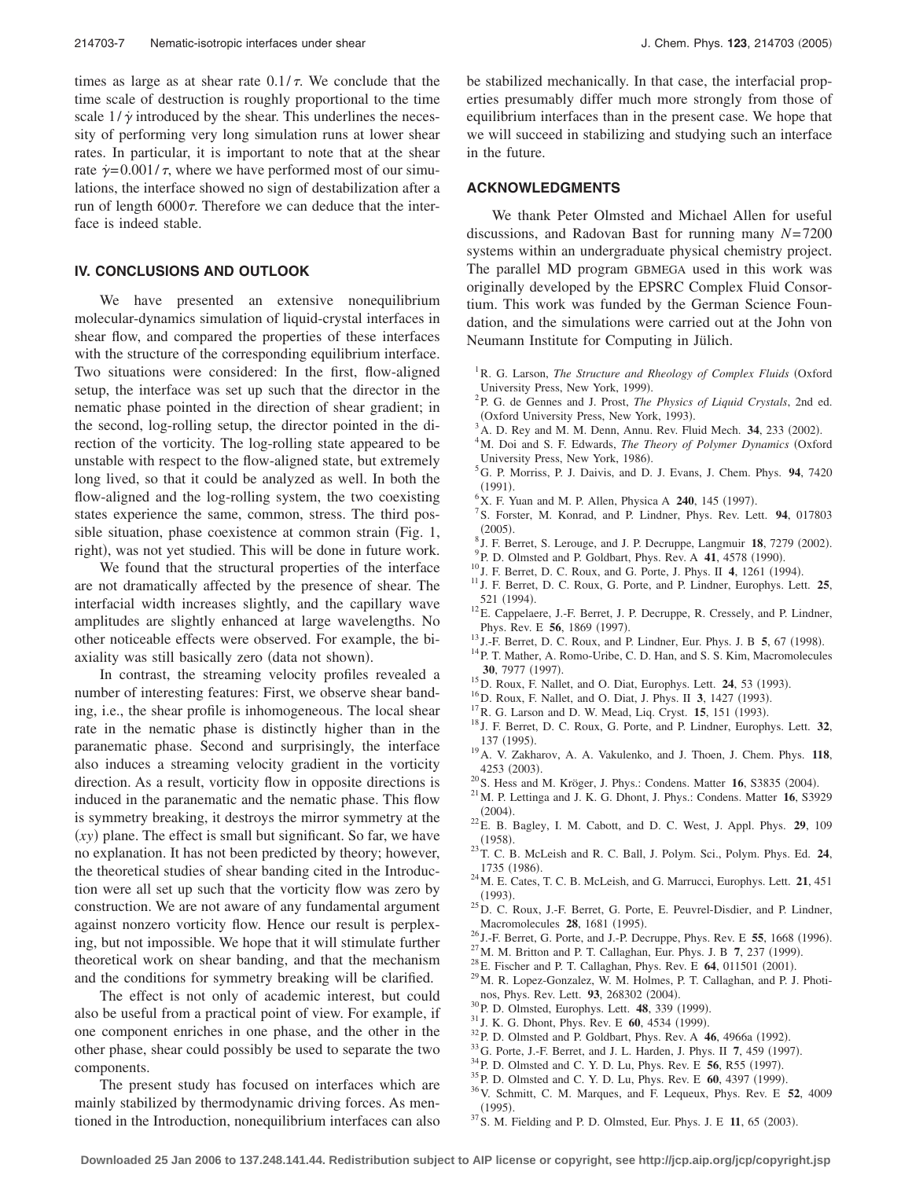times as large as at shear rate $0.1/\tau$. We conclude that the time scale of destruction is roughly proportional to the time scale $1/\dot{\gamma}$ introduced by the shear. This underlines the necessity of performing very long simulation runs at lower shear rates. In particular, it is important to note that at the shear rate $\dot{\gamma}=0.001/\tau$, where we have performed most of our simulations, the interface showed no sign of destabilization after a run of length $6000\tau$. Therefore we can deduce that the interface is indeed stable.

## IV. CONCLUSIONS AND OUTLOOK

We have presented an extensive nonequilibrium molecular-dynamics simulation of liquid-crystal interfaces in shear flow, and compared the properties of these interfaces with the structure of the corresponding equilibrium interface. Two situations were considered: In the first, flow-aligned setup, the interface was set up such that the director in the nematic phase pointed in the direction of shear gradient; in the second, log-rolling setup, the director pointed in the direction of the vorticity. The log-rolling state appeared to be unstable with respect to the flow-aligned state, but extremely long lived, so that it could be analyzed as well. In both the flow-aligned and the log-rolling system, the two coexisting states experience the same, common, stress. The third possible situation, phase coexistence at common strain (Fig. 1, right), was not yet studied. This will be done in future work.

We found that the structural properties of the interface are not dramatically affected by the presence of shear. The interfacial width increases slightly, and the capillary wave amplitudes are slightly enhanced at large wavelengths. No other noticeable effects were observed. For example, the biaxiality was still basically zero (data not shown).

In contrast, the streaming velocity profiles revealed a number of interesting features: First, we observe shear banding, i.e., the shear profile is inhomogeneous. The local shear rate in the nematic phase is distinctly higher than in the paranematic phase. Second and surprisingly, the interface also induces a streaming velocity gradient in the vorticity direction. As a result, vorticity flow in opposite directions is induced in the paranematic and the nematic phase. This flow is symmetry breaking, it destroys the mirror symmetry at the $(xy)$ plane. The effect is small but significant. So far, we have no explanation. It has not been predicted by theory; however, the theoretical studies of shear banding cited in the Introduction were all set up such that the vorticity flow was zero by construction. We are not aware of any fundamental argument against nonzero vorticity flow. Hence our result is perplexing, but not impossible. We hope that it will stimulate further theoretical work on shear banding, and that the mechanism and the conditions for symmetry breaking will be clarified.

The effect is not only of academic interest, but could also be useful from a practical point of view. For example, if one component enriches in one phase, and the other in the other phase, shear could possibly be used to separate the two components.

The present study has focused on interfaces which are mainly stabilized by thermodynamic driving forces. As mentioned in the Introduction, nonequilibrium interfaces can also be stabilized mechanically. In that case, the interfacial properties presumably differ much more strongly from those of equilibrium interfaces than in the present case. We hope that we will succeed in stabilizing and studying such an interface in the future.

## ACKNOWLEDGMENTS

We thank Peter Olmsted and Michael Allen for useful discussions, and Radovan Bast for running many $N=7200$ systems within an undergraduate physical chemistry project. The parallel MD program GBMEGA used in this work was originally developed by the EPSRC Complex Fluid Consortium. This work was funded by the German Science Foundation, and the simulations were carried out at the John von Neumann Institute for Computing in Jülich.

[1] R. G. Larson, *The Structure and Rheology of Complex Fluids* (Oxford University Press, New York, 1999).
[2] P. G. de Gennes and J. Prost, *The Physics of Liquid Crystals*, 2nd ed. (Oxford University Press, New York, 1993).
[3] A. D. Rey and M. M. Denn, Annu. Rev. Fluid Mech. **34**, 233 (2002).
[4] M. Doi and S. F. Edwards, *The Theory of Polymer Dynamics* (Oxford University Press, New York, 1986).
[5] G. P. Morriss, P. J. Daivis, and D. J. Evans, J. Chem. Phys. **94**, 7420 (1991).
[6] X. F. Yuan and M. P. Allen, Physica A **240**, 145 (1997).
[7] S. Forster, M. Konrad, and P. Lindner, Phys. Rev. Lett. **94**, 017803 (2005).
[8] J. F. Berret, S. Lerouge, and J. P. Decruppe, Langmuir **18**, 7279 (2002).
[9] P. D. Olmsted and P. Goldbart, Phys. Rev. A **41**, 4578 (1990).
[10] J. F. Berret, D. C. Roux, and G. Porte, J. Phys. II **4**, 1261 (1994).
[11] J. F. Berret, D. C. Roux, G. Porte, and P. Lindner, Europhys. Lett. **25**, 521 (1994).
[12] E. Cappelaere, J.-F. Berret, J. P. Decruppe, R. Cressely, and P. Lindner, Phys. Rev. E **56**, 1869 (1997).
[13] J.-F. Berret, D. C. Roux, and P. Lindner, Eur. Phys. J. B **5**, 67 (1998).
[14] P. T. Mather, A. Romo-Uribe, C. D. Han, and S. S. Kim, Macromolecules **30**, 7977 (1997).
[15] D. Roux, F. Nallet, and O. Diat, Europhys. Lett. **24**, 53 (1993).
[16] D. Roux, F. Nallet, and O. Diat, J. Phys. II **3**, 1427 (1993).
[17] R. G. Larson and D. W. Mead, Liq. Cryst. **15**, 151 (1993).
[18] J. F. Berret, D. C. Roux, G. Porte, and P. Lindner, Europhys. Lett. **32**, 137 (1995).
[19] A. V. Zakharov, A. A. Vakulenko, and J. Thoen, J. Chem. Phys. **118**, 4253 (2003).
[20] S. Hess and M. Kröger, J. Phys.: Condens. Matter **16**, S3835 (2004).
[21] M. P. Lettinga and J. K. G. Dhont, J. Phys.: Condens. Matter **16**, S3929 (2004).
[22] E. B. Bagley, I. M. Cabott, and D. C. West, J. Appl. Phys. **29**, 109 (1958).
[23] T. C. B. McLeish and R. C. Ball, J. Polym. Sci., Polym. Phys. Ed. **24**, 1735 (1986).
[24] M. E. Cates, T. C. B. McLeish, and G. Marrucci, Europhys. Lett. **21**, 451 (1993).
[25] D. C. Roux, J.-F. Berret, G. Porte, E. Peuvrel-Disdier, and P. Lindner, Macromolecules **28**, 1681 (1995).
[26] J.-F. Berret, G. Porte, and J.-P. Decruppe, Phys. Rev. E **55**, 1668 (1996).
[27] M. M. Britton and P. T. Callaghan, Eur. Phys. J. B **7**, 237 (1999).
[28] E. Fischer and P. T. Callaghan, Phys. Rev. E **64**, 011501 (2001).
[29] M. R. Lopez-Gonzalez, W. M. Holmes, P. T. Callaghan, and P. J. Photinos, Phys. Rev. Lett. **93**, 268302 (2004).
[30] P. D. Olmsted, Europhys. Lett. **48**, 339 (1999).
[31] J. K. G. Dhont, Phys. Rev. E **60**, 4534 (1999).
[32] P. D. Olmsted and P. Goldbart, Phys. Rev. A **46**, 4966a (1992).
[33] G. Porte, J.-F. Berret, and J. L. Harden, J. Phys. II **7**, 459 (1997).
[34] P. D. Olmsted and C. Y. D. Lu, Phys. Rev. E **56**, R55 (1997).
[35] P. D. Olmsted and C. Y. D. Lu, Phys. Rev. E **60**, 4397 (1999).
[36] V. Schmitt, C. M. Marques, and F. Lequeux, Phys. Rev. E **52**, 4009 (1995).
[37] S. M. Fielding and P. D. Olmsted, Eur. Phys. J. E **11**, 65 (2003).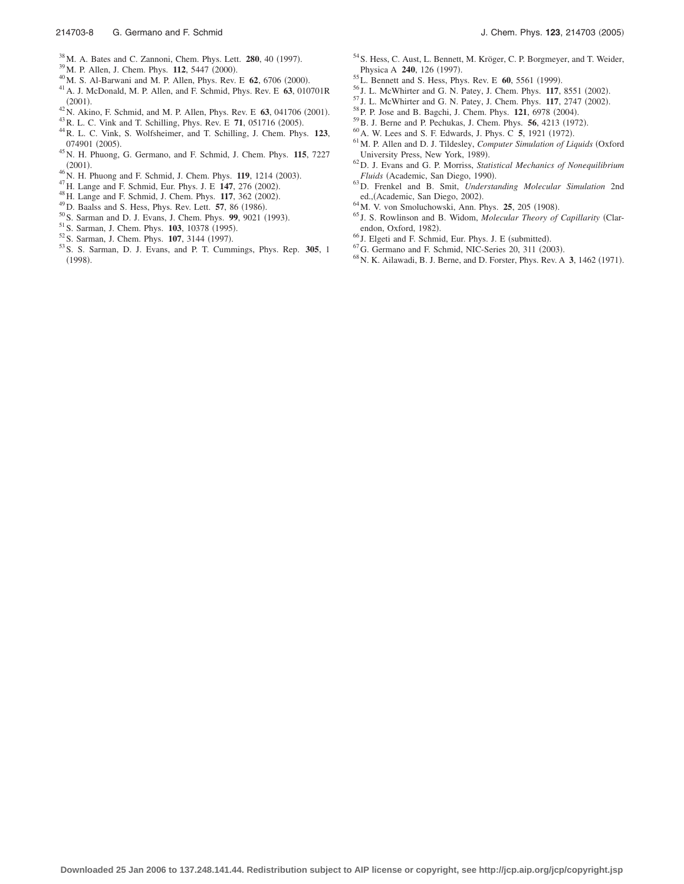[38] M. A. Bates and C. Zannoni, Chem. Phys. Lett. **280**, 40 (1997).

[39] M. P. Allen, J. Chem. Phys. **112**, 5447 (2000).

[40] M. S. Al-Barwani and M. P. Allen, Phys. Rev. E **62**, 6706 (2000).

[41] A. J. McDonald, M. P. Allen, and F. Schmid, Phys. Rev. E **63**, 010701R (2001).

[42] N. Akino, F. Schmid, and M. P. Allen, Phys. Rev. E **63**, 041706 (2001).

[43] R. L. C. Vink and T. Schilling, Phys. Rev. E **71**, 051716 (2005).

[44] R. L. C. Vink, S. Wolfsheimer, and T. Schilling, J. Chem. Phys. **123**, 074901 (2005).

[45] N. H. Phuong, G. Germano, and F. Schmid, J. Chem. Phys. **115**, 7227 (2001).

[46] N. H. Phuong and F. Schmid, J. Chem. Phys. **119**, 1214 (2003).

[47] H. Lange and F. Schmid, Eur. Phys. J. E **147**, 276 (2002).

[48] H. Lange and F. Schmid, J. Chem. Phys. **117**, 362 (2002).

[49] D. Baalss and S. Hess, Phys. Rev. Lett. **57**, 86 (1986).

[50] S. Sarman and D. J. Evans, J. Chem. Phys. **99**, 9021 (1993).

[51] S. Sarman, J. Chem. Phys. **103**, 10378 (1995).

[52] S. Sarman, J. Chem. Phys. **107**, 3144 (1997).

[53] S. S. Sarman, D. J. Evans, and P. T. Cummings, Phys. Rep. **305**, 1 (1998).

[54] S. Hess, C. Aust, L. Bennett, M. Kröger, C. P. Borgmeyer, and T. Weider, Physica A **240**, 126 (1997).

[55] L. Bennett and S. Hess, Phys. Rev. E **60**, 5561 (1999).

[56] J. L. McWhirter and G. N. Patey, J. Chem. Phys. **117**, 8551 (2002).

[57] J. L. McWhirter and G. N. Patey, J. Chem. Phys. **117**, 2747 (2002).

[58] P. P. Jose and B. Bagchi, J. Chem. Phys. **121**, 6978 (2004).

[59] B. J. Berne and P. Pechukas, J. Chem. Phys. **56**, 4213 (1972).

[60] A. W. Lees and S. F. Edwards, J. Phys. C **5**, 1921 (1972).

[61] M. P. Allen and D. J. Tildesley, *Computer Simulation of Liquids* (Oxford University Press, New York, 1989).

[62] D. J. Evans and G. P. Morriss, *Statistical Mechanics of Nonequilibrium Fluids* (Academic, San Diego, 1990).

[63] D. Frenkel and B. Smit, *Understanding Molecular Simulation* 2nd ed.,(Academic, San Diego, 2002).

[64] M. V. von Smoluchowski, Ann. Phys. **25**, 205 (1908).

[65] J. S. Rowlinson and B. Widom, *Molecular Theory of Capillarity* (Clarendon, Oxford, 1982).

[66] J. Elgeti and F. Schmid, Eur. Phys. J. E (submitted).

[67] G. Germano and F. Schmid, NIC-Series 20, 311 (2003).

[68] N. K. Ailawadi, B. J. Berne, and D. Forster, Phys. Rev. A **3**, 1462 (1971).